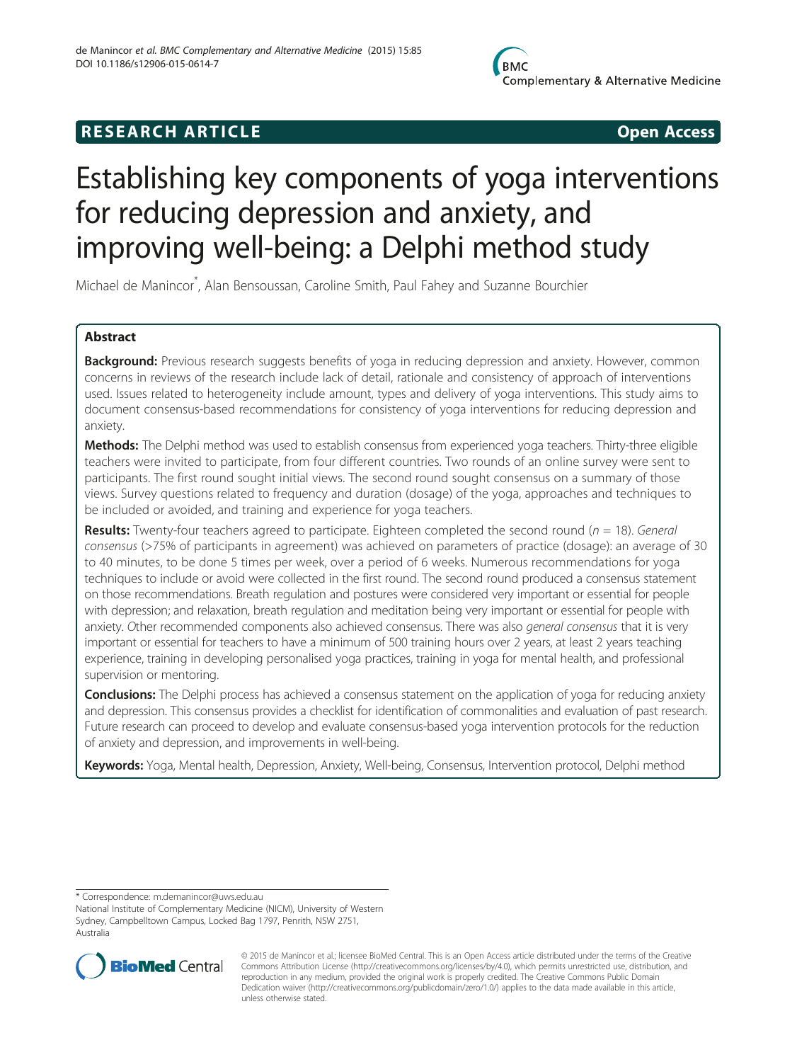**RESEARCH ARTICLE** **Open Access**

# Establishing key components of yoga interventions for reducing depression and anxiety, and improving well-being: a Delphi method study

Michael de Manincor*, Alan Bensoussan, Caroline Smith, Paul Fahey and Suzanne Bourchier

## Abstract

**Background:** Previous research suggests benefits of yoga in reducing depression and anxiety. However, common concerns in reviews of the research include lack of detail, rationale and consistency of approach of interventions used. Issues related to heterogeneity include amount, types and delivery of yoga interventions. This study aims to document consensus-based recommendations for consistency of yoga interventions for reducing depression and anxiety.

**Methods:** The Delphi method was used to establish consensus from experienced yoga teachers. Thirty-three eligible teachers were invited to participate, from four different countries. Two rounds of an online survey were sent to participants. The first round sought initial views. The second round sought consensus on a summary of those views. Survey questions related to frequency and duration (dosage) of the yoga, approaches and techniques to be included or avoided, and training and experience for yoga teachers.

**Results:** Twenty-four teachers agreed to participate. Eighteen completed the second round ($n = 18$). *General consensus* (>75% of participants in agreement) was achieved on parameters of practice (dosage): an average of 30 to 40 minutes, to be done 5 times per week, over a period of 6 weeks. Numerous recommendations for yoga techniques to include or avoid were collected in the first round. The second round produced a consensus statement on those recommendations. Breath regulation and postures were considered very important or essential for people with depression; and relaxation, breath regulation and meditation being very important or essential for people with anxiety. *O*ther recommended components also achieved consensus. There was also *general consensus* that it is very important or essential for teachers to have a minimum of 500 training hours over 2 years, at least 2 years teaching experience, training in developing personalised yoga practices, training in yoga for mental health, and professional supervision or mentoring.

**Conclusions:** The Delphi process has achieved a consensus statement on the application of yoga for reducing anxiety and depression. This consensus provides a checklist for identification of commonalities and evaluation of past research. Future research can proceed to develop and evaluate consensus-based yoga intervention protocols for the reduction of anxiety and depression, and improvements in well-being.

**Keywords:** Yoga, Mental health, Depression, Anxiety, Well-being, Consensus, Intervention protocol, Delphi method

---

* Correspondence: m.demanincor@uws.edu.au
National Institute of Complementary Medicine (NICM), University of Western Sydney, Campbelltown Campus, Locked Bag 1797, Penrith, NSW 2751, Australia

© 2015 de Manincor et al.; licensee BioMed Central. This is an Open Access article distributed under the terms of the Creative Commons Attribution License (http://creativecommons.org/licenses/by/4.0), which permits unrestricted use, distribution, and reproduction in any medium, provided the original work is properly credited. The Creative Commons Public Domain Dedication waiver (http://creativecommons.org/publicdomain/zero/1.0/) applies to the data made available in this article, unless otherwise stated.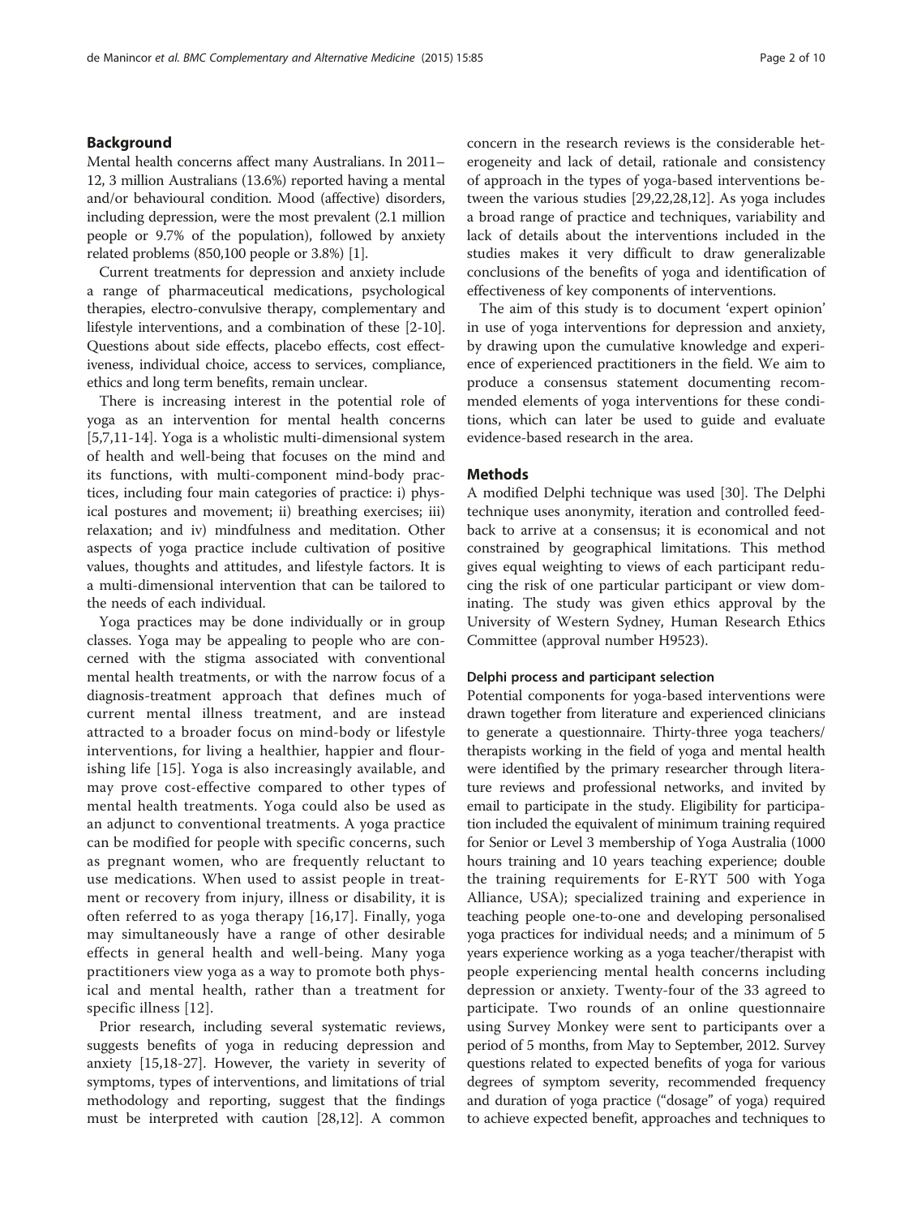## Background

Mental health concerns affect many Australians. In 2011–12, 3 million Australians (13.6%) reported having a mental and/or behavioural condition. Mood (affective) disorders, including depression, were the most prevalent (2.1 million people or 9.7% of the population), followed by anxiety related problems (850,100 people or 3.8%) [1].

Current treatments for depression and anxiety include a range of pharmaceutical medications, psychological therapies, electro-convulsive therapy, complementary and lifestyle interventions, and a combination of these [2-10]. Questions about side effects, placebo effects, cost effectiveness, individual choice, access to services, compliance, ethics and long term benefits, remain unclear.

There is increasing interest in the potential role of yoga as an intervention for mental health concerns [5,7,11-14]. Yoga is a wholistic multi-dimensional system of health and well-being that focuses on the mind and its functions, with multi-component mind-body practices, including four main categories of practice: i) physical postures and movement; ii) breathing exercises; iii) relaxation; and iv) mindfulness and meditation. Other aspects of yoga practice include cultivation of positive values, thoughts and attitudes, and lifestyle factors. It is a multi-dimensional intervention that can be tailored to the needs of each individual.

Yoga practices may be done individually or in group classes. Yoga may be appealing to people who are concerned with the stigma associated with conventional mental health treatments, or with the narrow focus of a diagnosis-treatment approach that defines much of current mental illness treatment, and are instead attracted to a broader focus on mind-body or lifestyle interventions, for living a healthier, happier and flourishing life [15]. Yoga is also increasingly available, and may prove cost-effective compared to other types of mental health treatments. Yoga could also be used as an adjunct to conventional treatments. A yoga practice can be modified for people with specific concerns, such as pregnant women, who are frequently reluctant to use medications. When used to assist people in treatment or recovery from injury, illness or disability, it is often referred to as yoga therapy [16,17]. Finally, yoga may simultaneously have a range of other desirable effects in general health and well-being. Many yoga practitioners view yoga as a way to promote both physical and mental health, rather than a treatment for specific illness [12].

Prior research, including several systematic reviews, suggests benefits of yoga in reducing depression and anxiety [15,18-27]. However, the variety in severity of symptoms, types of interventions, and limitations of trial methodology and reporting, suggest that the findings must be interpreted with caution [28,12]. A common concern in the research reviews is the considerable heterogeneity and lack of detail, rationale and consistency of approach in the types of yoga-based interventions between the various studies [29,22,28,12]. As yoga includes a broad range of practice and techniques, variability and lack of details about the interventions included in the studies makes it very difficult to draw generalizable conclusions of the benefits of yoga and identification of effectiveness of key components of interventions.

The aim of this study is to document 'expert opinion' in use of yoga interventions for depression and anxiety, by drawing upon the cumulative knowledge and experience of experienced practitioners in the field. We aim to produce a consensus statement documenting recommended elements of yoga interventions for these conditions, which can later be used to guide and evaluate evidence-based research in the area.

## Methods

A modified Delphi technique was used [30]. The Delphi technique uses anonymity, iteration and controlled feedback to arrive at a consensus; it is economical and not constrained by geographical limitations. This method gives equal weighting to views of each participant reducing the risk of one particular participant or view dominating. The study was given ethics approval by the University of Western Sydney, Human Research Ethics Committee (approval number H9523).

### Delphi process and participant selection

Potential components for yoga-based interventions were drawn together from literature and experienced clinicians to generate a questionnaire. Thirty-three yoga teachers/therapists working in the field of yoga and mental health were identified by the primary researcher through literature reviews and professional networks, and invited by email to participate in the study. Eligibility for participation included the equivalent of minimum training required for Senior or Level 3 membership of Yoga Australia (1000 hours training and 10 years teaching experience; double the training requirements for E-RYT 500 with Yoga Alliance, USA); specialized training and experience in teaching people one-to-one and developing personalised yoga practices for individual needs; and a minimum of 5 years experience working as a yoga teacher/therapist with people experiencing mental health concerns including depression or anxiety. Twenty-four of the 33 agreed to participate. Two rounds of an online questionnaire using Survey Monkey were sent to participants over a period of 5 months, from May to September, 2012. Survey questions related to expected benefits of yoga for various degrees of symptom severity, recommended frequency and duration of yoga practice ("dosage" of yoga) required to achieve expected benefit, approaches and techniques to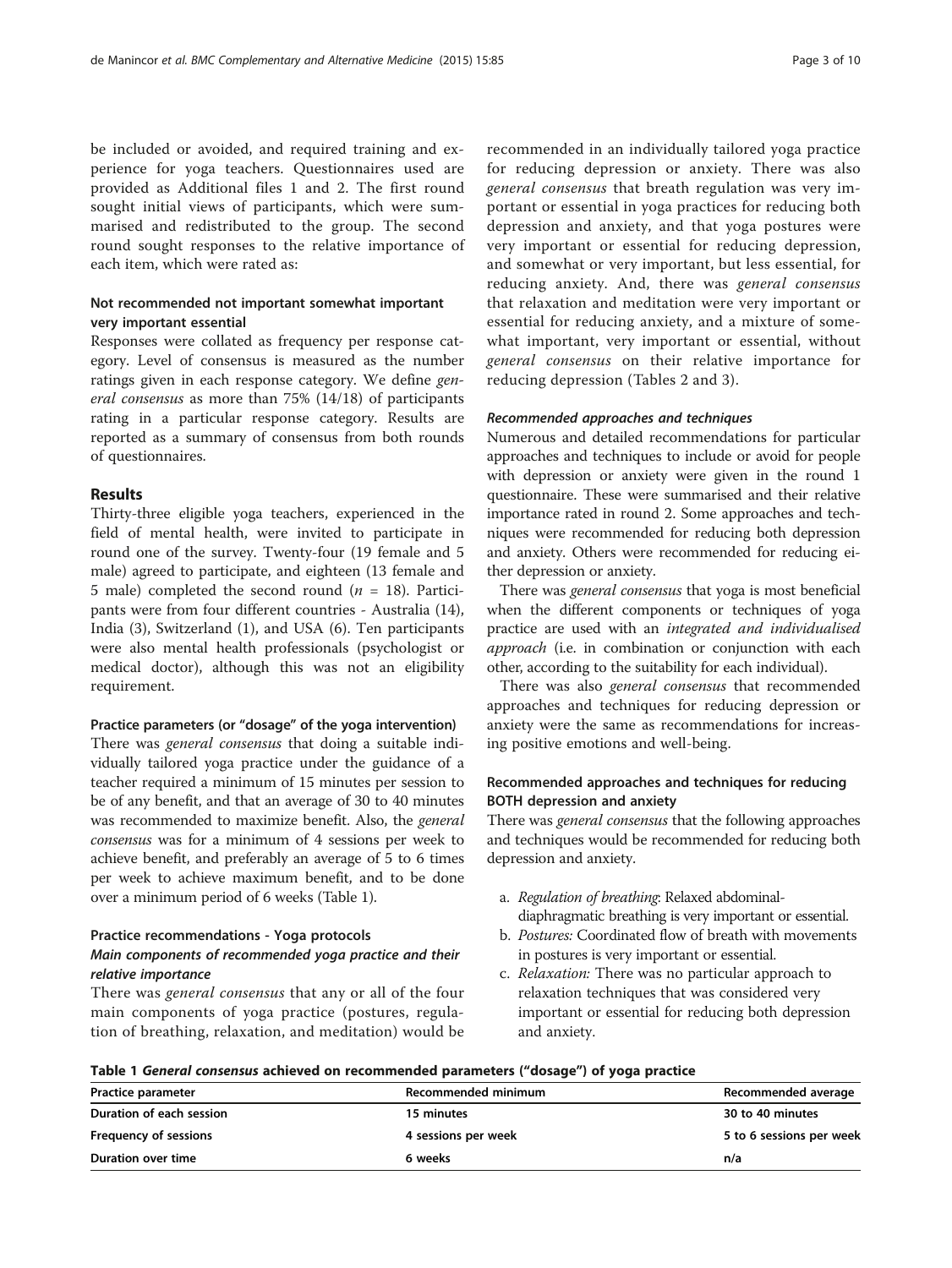be included or avoided, and required training and experience for yoga teachers. Questionnaires used are provided as Additional files 1 and 2. The first round sought initial views of participants, which were summarised and redistributed to the group. The second round sought responses to the relative importance of each item, which were rated as:

### Not recommended not important somewhat important very important essential

Responses were collated as frequency per response category. Level of consensus is measured as the number ratings given in each response category. We define *general consensus* as more than 75% (14/18) of participants rating in a particular response category. Results are reported as a summary of consensus from both rounds of questionnaires.

## Results

Thirty-three eligible yoga teachers, experienced in the field of mental health, were invited to participate in round one of the survey. Twenty-four (19 female and 5 male) agreed to participate, and eighteen (13 female and 5 male) completed the second round ($n$ = 18). Participants were from four different countries - Australia (14), India (3), Switzerland (1), and USA (6). Ten participants were also mental health professionals (psychologist or medical doctor), although this was not an eligibility requirement.

### Practice parameters (or "dosage" of the yoga intervention)

There was *general consensus* that doing a suitable individually tailored yoga practice under the guidance of a teacher required a minimum of 15 minutes per session to be of any benefit, and that an average of 30 to 40 minutes was recommended to maximize benefit. Also, the *general consensus* was for a minimum of 4 sessions per week to achieve benefit, and preferably an average of 5 to 6 times per week to achieve maximum benefit, and to be done over a minimum period of 6 weeks (Table 1).

### Practice recommendations - Yoga protocols

#### *Main components of recommended yoga practice and their relative importance*

There was *general consensus* that any or all of the four main components of yoga practice (postures, regulation of breathing, relaxation, and meditation) would be recommended in an individually tailored yoga practice for reducing depression or anxiety. There was also *general consensus* that breath regulation was very important or essential in yoga practices for reducing both depression and anxiety, and that yoga postures were very important or essential for reducing depression, and somewhat or very important, but less essential, for reducing anxiety. And, there was *general consensus* that relaxation and meditation were very important or essential for reducing anxiety, and a mixture of somewhat important, very important or essential, without *general consensus* on their relative importance for reducing depression (Tables 2 and 3).

#### *Recommended approaches and techniques*

Numerous and detailed recommendations for particular approaches and techniques to include or avoid for people with depression or anxiety were given in the round 1 questionnaire. These were summarised and their relative importance rated in round 2. Some approaches and techniques were recommended for reducing both depression and anxiety. Others were recommended for reducing either depression or anxiety.

There was *general consensus* that yoga is most beneficial when the different components or techniques of yoga practice are used with an *integrated and individualised approach* (i.e. in combination or conjunction with each other, according to the suitability for each individual).

There was also *general consensus* that recommended approaches and techniques for reducing depression or anxiety were the same as recommendations for increasing positive emotions and well-being.

### Recommended approaches and techniques for reducing BOTH depression and anxiety

There was *general consensus* that the following approaches and techniques would be recommended for reducing both depression and anxiety.

a. *Regulation of breathing*: Relaxed abdominal-diaphragmatic breathing is very important or essential.
b. *Postures:* Coordinated flow of breath with movements in postures is very important or essential.
c. *Relaxation:* There was no particular approach to relaxation techniques that was considered very important or essential for reducing both depression and anxiety.

**Table 1 *General consensus* achieved on recommended parameters ("dosage") of yoga practice**

| Practice parameter | Recommended minimum | Recommended average |
|---|---|---|
| Duration of each session | 15 minutes | 30 to 40 minutes |
| Frequency of sessions | 4 sessions per week | 5 to 6 sessions per week |
| Duration over time | 6 weeks | n/a |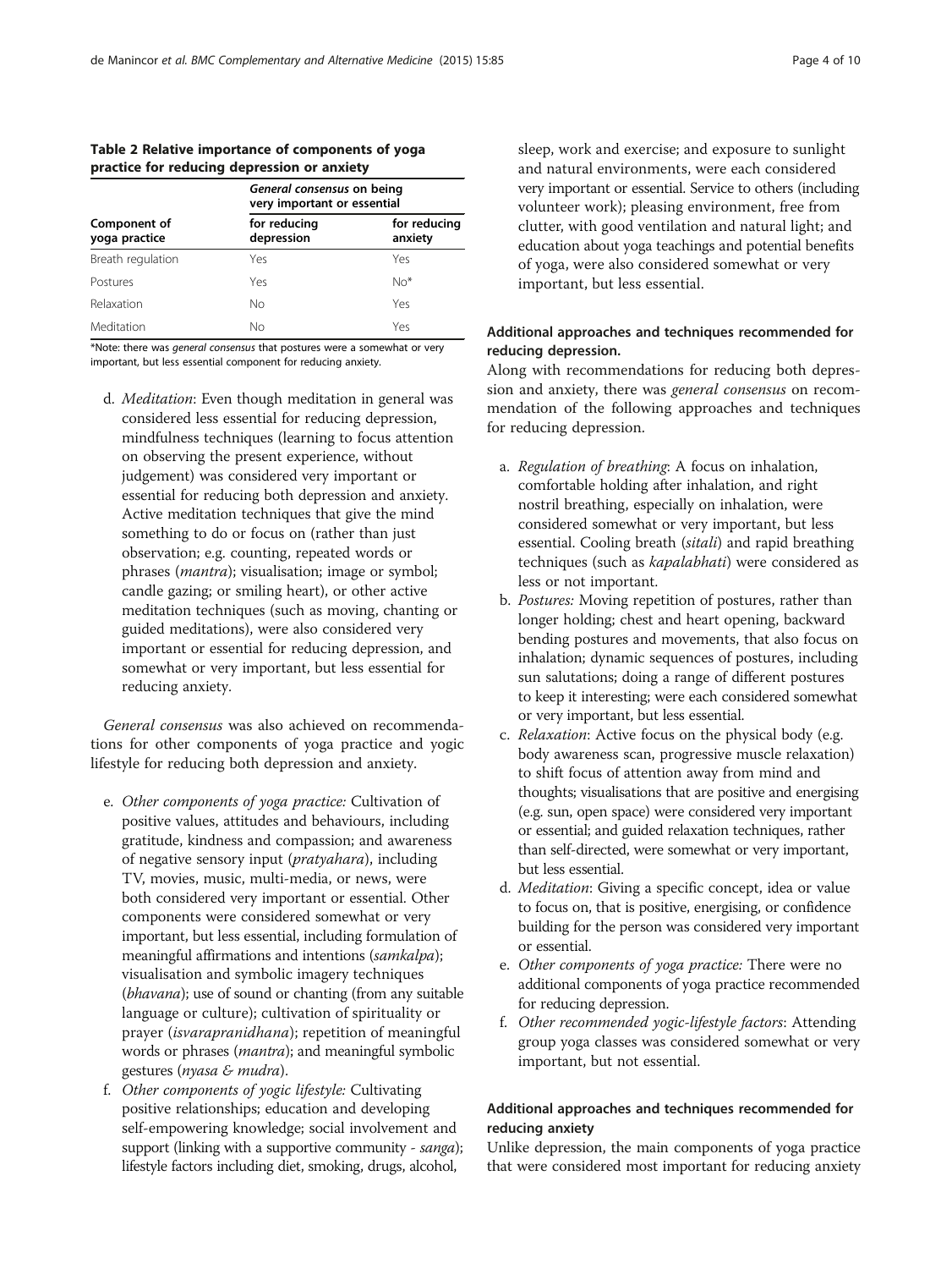**Table 2 Relative importance of components of yoga practice for reducing depression or anxiety**

| Component of yoga practice | *General consensus* on being very important or essential | |
|---|---|---|
| | for reducing depression | for reducing anxiety |
| Breath regulation | Yes | Yes |
| Postures | Yes | No* |
| Relaxation | No | Yes |
| Meditation | No | Yes |

*Note: there was *general consensus* that postures were a somewhat or very important, but less essential component for reducing anxiety.

d. *Meditation*: Even though meditation in general was considered less essential for reducing depression, mindfulness techniques (learning to focus attention on observing the present experience, without judgement) was considered very important or essential for reducing both depression and anxiety. Active meditation techniques that give the mind something to do or focus on (rather than just observation; e.g. counting, repeated words or phrases (*mantra*); visualisation; image or symbol; candle gazing; or smiling heart), or other active meditation techniques (such as moving, chanting or guided meditations), were also considered very important or essential for reducing depression, and somewhat or very important, but less essential for reducing anxiety.

*General consensus* was also achieved on recommendations for other components of yoga practice and yogic lifestyle for reducing both depression and anxiety.

e. *Other components of yoga practice:* Cultivation of positive values, attitudes and behaviours, including gratitude, kindness and compassion; and awareness of negative sensory input (*pratyahara*), including TV, movies, music, multi-media, or news, were both considered very important or essential. Other components were considered somewhat or very important, but less essential, including formulation of meaningful affirmations and intentions (*samkalpa*); visualisation and symbolic imagery techniques (*bhavana*); use of sound or chanting (from any suitable language or culture); cultivation of spirituality or prayer (*isvarapranidhana*); repetition of meaningful words or phrases (*mantra*); and meaningful symbolic gestures (*nyasa & mudra*).

f. *Other components of yogic lifestyle:* Cultivating positive relationships; education and developing self-empowering knowledge; social involvement and support (linking with a supportive community - *sanga*); lifestyle factors including diet, smoking, drugs, alcohol, sleep, work and exercise; and exposure to sunlight and natural environments, were each considered very important or essential. Service to others (including volunteer work); pleasing environment, free from clutter, with good ventilation and natural light; and education about yoga teachings and potential benefits of yoga, were also considered somewhat or very important, but less essential.

### Additional approaches and techniques recommended for reducing depression.

Along with recommendations for reducing both depression and anxiety, there was *general consensus* on recommendation of the following approaches and techniques for reducing depression.

a. *Regulation of breathing*: A focus on inhalation, comfortable holding after inhalation, and right nostril breathing, especially on inhalation, were considered somewhat or very important, but less essential. Cooling breath (*sitali*) and rapid breathing techniques (such as *kapalabhati*) were considered as less or not important.

b. *Postures:* Moving repetition of postures, rather than longer holding; chest and heart opening, backward bending postures and movements, that also focus on inhalation; dynamic sequences of postures, including sun salutations; doing a range of different postures to keep it interesting; were each considered somewhat or very important, but less essential.

c. *Relaxation*: Active focus on the physical body (e.g. body awareness scan, progressive muscle relaxation) to shift focus of attention away from mind and thoughts; visualisations that are positive and energising (e.g. sun, open space) were considered very important or essential; and guided relaxation techniques, rather than self-directed, were somewhat or very important, but less essential.

d. *Meditation*: Giving a specific concept, idea or value to focus on, that is positive, energising, or confidence building for the person was considered very important or essential.

e. *Other components of yoga practice:* There were no additional components of yoga practice recommended for reducing depression.

f. *Other recommended yogic-lifestyle factors*: Attending group yoga classes was considered somewhat or very important, but not essential.

### Additional approaches and techniques recommended for reducing anxiety

Unlike depression, the main components of yoga practice that were considered most important for reducing anxiety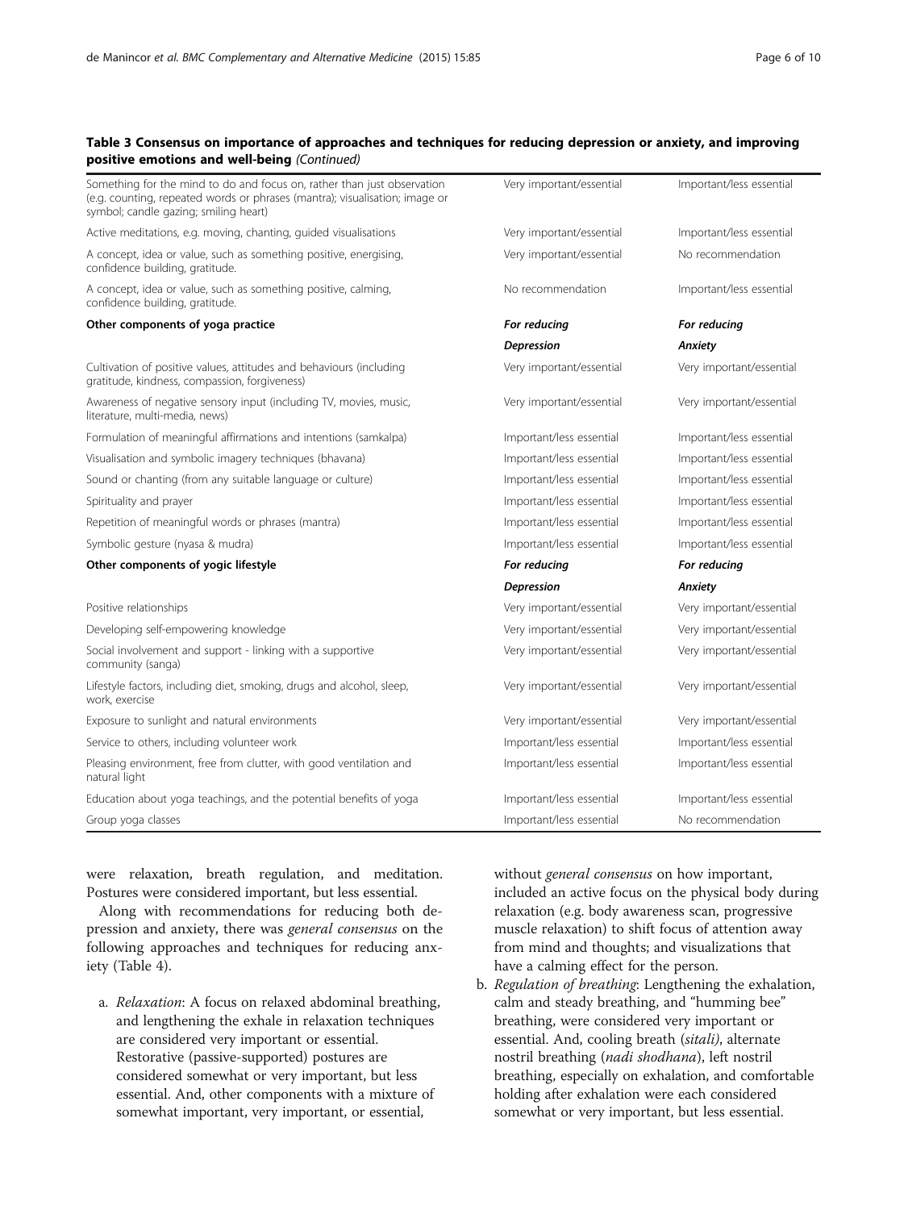**Table 3 Consensus on importance of approaches and techniques for reducing depression or anxiety, and improving positive emotions and well-being** *(Continued)*

| | | |
|---|---|---|
| Something for the mind to do and focus on, rather than just observation (e.g. counting, repeated words or phrases (mantra); visualisation; image or symbol; candle gazing; smiling heart) | Very important/essential | Important/less essential |
| Active meditations, e.g. moving, chanting, guided visualisations | Very important/essential | Important/less essential |
| A concept, idea or value, such as something positive, energising, confidence building, gratitude. | Very important/essential | No recommendation |
| A concept, idea or value, such as something positive, calming, confidence building, gratitude. | No recommendation | Important/less essential |
| **Other components of yoga practice** | ***For reducing Depression*** | ***For reducing Anxiety*** |
| Cultivation of positive values, attitudes and behaviours (including gratitude, kindness, compassion, forgiveness) | Very important/essential | Very important/essential |
| Awareness of negative sensory input (including TV, movies, music, literature, multi-media, news) | Very important/essential | Very important/essential |
| Formulation of meaningful affirmations and intentions (samkalpa) | Important/less essential | Important/less essential |
| Visualisation and symbolic imagery techniques (bhavana) | Important/less essential | Important/less essential |
| Sound or chanting (from any suitable language or culture) | Important/less essential | Important/less essential |
| Spirituality and prayer | Important/less essential | Important/less essential |
| Repetition of meaningful words or phrases (mantra) | Important/less essential | Important/less essential |
| Symbolic gesture (nyasa & mudra) | Important/less essential | Important/less essential |
| **Other components of yogic lifestyle** | ***For reducing Depression*** | ***For reducing Anxiety*** |
| Positive relationships | Very important/essential | Very important/essential |
| Developing self-empowering knowledge | Very important/essential | Very important/essential |
| Social involvement and support - linking with a supportive community (sanga) | Very important/essential | Very important/essential |
| Lifestyle factors, including diet, smoking, drugs and alcohol, sleep, work, exercise | Very important/essential | Very important/essential |
| Exposure to sunlight and natural environments | Very important/essential | Very important/essential |
| Service to others, including volunteer work | Important/less essential | Important/less essential |
| Pleasing environment, free from clutter, with good ventilation and natural light | Important/less essential | Important/less essential |
| Education about yoga teachings, and the potential benefits of yoga | Important/less essential | Important/less essential |
| Group yoga classes | Important/less essential | No recommendation |

were relaxation, breath regulation, and meditation. Postures were considered important, but less essential.

Along with recommendations for reducing both depression and anxiety, there was *general consensus* on the following approaches and techniques for reducing anxiety (Table 4).

a. *Relaxation*: A focus on relaxed abdominal breathing, and lengthening the exhale in relaxation techniques are considered very important or essential. Restorative (passive-supported) postures are considered somewhat or very important, but less essential. And, other components with a mixture of somewhat important, very important, or essential, without *general consensus* on how important, included an active focus on the physical body during relaxation (e.g. body awareness scan, progressive muscle relaxation) to shift focus of attention away from mind and thoughts; and visualizations that have a calming effect for the person.
b. *Regulation of breathing*: Lengthening the exhalation, calm and steady breathing, and "humming bee" breathing, were considered very important or essential. And, cooling breath (*sitali)*, alternate nostril breathing (*nadi shodhana*), left nostril breathing, especially on exhalation, and comfortable holding after exhalation were each considered somewhat or very important, but less essential.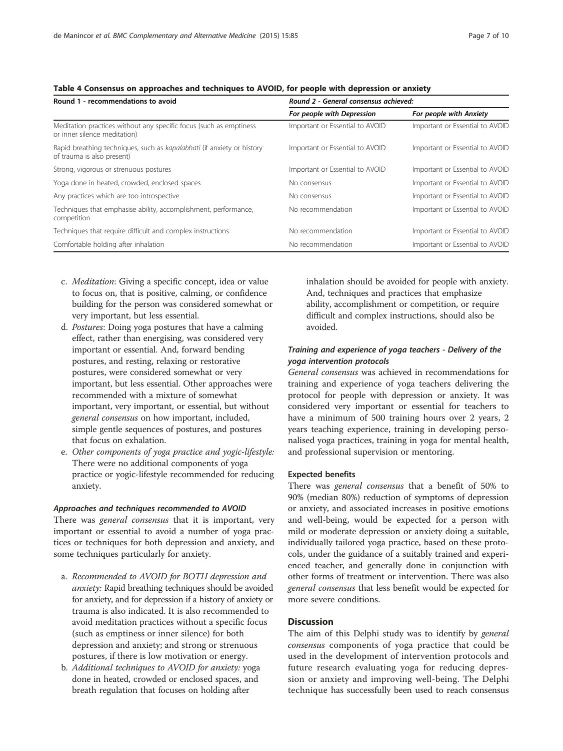**Table 4 Consensus on approaches and techniques to AVOID, for people with depression or anxiety**

| Round 1 - recommendations to avoid | *Round 2 - General consensus achieved:* | |
|---|---|---|
| | *For people with Depression* | *For people with Anxiety* |
| Meditation practices without any specific focus (such as emptiness or inner silence meditation) | Important or Essential to AVOID | Important or Essential to AVOID |
| Rapid breathing techniques, such as *kapalabhati* (if anxiety or history of trauma is also present) | Important or Essential to AVOID | Important or Essential to AVOID |
| Strong, vigorous or strenuous postures | Important or Essential to AVOID | Important or Essential to AVOID |
| Yoga done in heated, crowded, enclosed spaces | No consensus | Important or Essential to AVOID |
| Any practices which are too introspective | No consensus | Important or Essential to AVOID |
| Techniques that emphasise ability, accomplishment, performance, competition | No recommendation | Important or Essential to AVOID |
| Techniques that require difficult and complex instructions | No recommendation | Important or Essential to AVOID |
| Comfortable holding after inhalation | No recommendation | Important or Essential to AVOID |

c. *Meditation*: Giving a specific concept, idea or value to focus on, that is positive, calming, or confidence building for the person was considered somewhat or very important, but less essential.

d. *Postures*: Doing yoga postures that have a calming effect, rather than energising, was considered very important or essential. And, forward bending postures, and resting, relaxing or restorative postures, were considered somewhat or very important, but less essential. Other approaches were recommended with a mixture of somewhat important, very important, or essential, but without *general consensus* on how important, included, simple gentle sequences of postures, and postures that focus on exhalation.

e. *Other components of yoga practice and yogic-lifestyle:* There were no additional components of yoga practice or yogic-lifestyle recommended for reducing anxiety.

#### *Approaches and techniques recommended to AVOID*

There was *general consensus* that it is important, very important or essential to avoid a number of yoga practices or techniques for both depression and anxiety, and some techniques particularly for anxiety.

a. *Recommended to AVOID for BOTH depression and anxiety:* Rapid breathing techniques should be avoided for anxiety, and for depression if a history of anxiety or trauma is also indicated. It is also recommended to avoid meditation practices without a specific focus (such as emptiness or inner silence) for both depression and anxiety; and strong or strenuous postures, if there is low motivation or energy.

b. *Additional techniques to AVOID for anxiety:* yoga done in heated, crowded or enclosed spaces, and breath regulation that focuses on holding after inhalation should be avoided for people with anxiety. And, techniques and practices that emphasize ability, accomplishment or competition, or require difficult and complex instructions, should also be avoided.

#### *Training and experience of yoga teachers - Delivery of the yoga intervention protocols*

*General consensus* was achieved in recommendations for training and experience of yoga teachers delivering the protocol for people with depression or anxiety. It was considered very important or essential for teachers to have a minimum of 500 training hours over 2 years, 2 years teaching experience, training in developing personalised yoga practices, training in yoga for mental health, and professional supervision or mentoring.

### Expected benefits

There was *general consensus* that a benefit of 50% to 90% (median 80%) reduction of symptoms of depression or anxiety, and associated increases in positive emotions and well-being, would be expected for a person with mild or moderate depression or anxiety doing a suitable, individually tailored yoga practice, based on these protocols, under the guidance of a suitably trained and experienced teacher, and generally done in conjunction with other forms of treatment or intervention. There was also *general consensus* that less benefit would be expected for more severe conditions.

## Discussion

The aim of this Delphi study was to identify by *general consensus* components of yoga practice that could be used in the development of intervention protocols and future research evaluating yoga for reducing depression or anxiety and improving well-being. The Delphi technique has successfully been used to reach consensus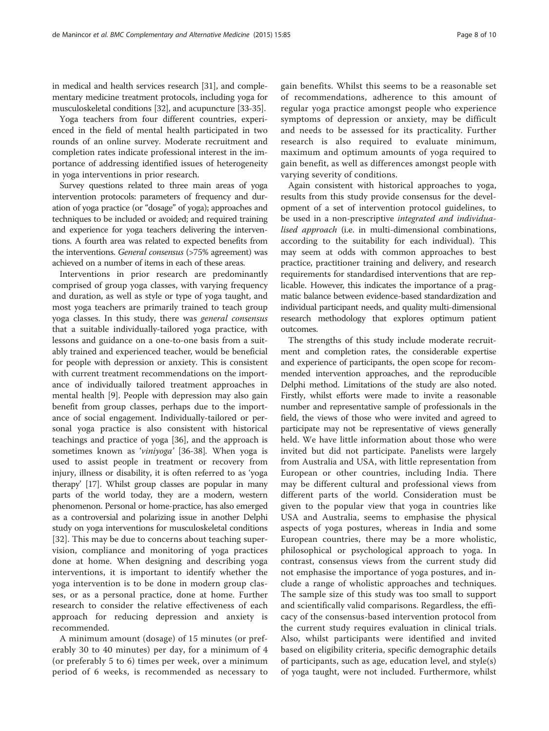in medical and health services research [31], and complementary medicine treatment protocols, including yoga for musculoskeletal conditions [32], and acupuncture [33-35].

Yoga teachers from four different countries, experienced in the field of mental health participated in two rounds of an online survey. Moderate recruitment and completion rates indicate professional interest in the importance of addressing identified issues of heterogeneity in yoga interventions in prior research.

Survey questions related to three main areas of yoga intervention protocols: parameters of frequency and duration of yoga practice (or "dosage" of yoga); approaches and techniques to be included or avoided; and required training and experience for yoga teachers delivering the interventions. A fourth area was related to expected benefits from the interventions. *General consensus* (>75% agreement) was achieved on a number of items in each of these areas.

Interventions in prior research are predominantly comprised of group yoga classes, with varying frequency and duration, as well as style or type of yoga taught, and most yoga teachers are primarily trained to teach group yoga classes. In this study, there was *general consensus* that a suitable individually-tailored yoga practice, with lessons and guidance on a one-to-one basis from a suitably trained and experienced teacher, would be beneficial for people with depression or anxiety. This is consistent with current treatment recommendations on the importance of individually tailored treatment approaches in mental health [9]. People with depression may also gain benefit from group classes, perhaps due to the importance of social engagement. Individually-tailored or personal yoga practice is also consistent with historical teachings and practice of yoga [36], and the approach is sometimes known as *'viniyoga'* [36-38]. When yoga is used to assist people in treatment or recovery from injury, illness or disability, it is often referred to as 'yoga therapy' [17]. Whilst group classes are popular in many parts of the world today, they are a modern, western phenomenon. Personal or home-practice, has also emerged as a controversial and polarizing issue in another Delphi study on yoga interventions for musculoskeletal conditions [32]. This may be due to concerns about teaching supervision, compliance and monitoring of yoga practices done at home. When designing and describing yoga interventions, it is important to identify whether the yoga intervention is to be done in modern group classes, or as a personal practice, done at home. Further research to consider the relative effectiveness of each approach for reducing depression and anxiety is recommended.

A minimum amount (dosage) of 15 minutes (or preferably 30 to 40 minutes) per day, for a minimum of 4 (or preferably 5 to 6) times per week, over a minimum period of 6 weeks, is recommended as necessary to gain benefits. Whilst this seems to be a reasonable set of recommendations, adherence to this amount of regular yoga practice amongst people who experience symptoms of depression or anxiety, may be difficult and needs to be assessed for its practicality. Further research is also required to evaluate minimum, maximum and optimum amounts of yoga required to gain benefit, as well as differences amongst people with varying severity of conditions.

Again consistent with historical approaches to yoga, results from this study provide consensus for the development of a set of intervention protocol guidelines, to be used in a non-prescriptive *integrated and individualised approach* (i.e. in multi-dimensional combinations, according to the suitability for each individual). This may seem at odds with common approaches to best practice, practitioner training and delivery, and research requirements for standardised interventions that are replicable. However, this indicates the importance of a pragmatic balance between evidence-based standardization and individual participant needs, and quality multi-dimensional research methodology that explores optimum patient outcomes.

The strengths of this study include moderate recruitment and completion rates, the considerable expertise and experience of participants, the open scope for recommended intervention approaches, and the reproducible Delphi method. Limitations of the study are also noted. Firstly, whilst efforts were made to invite a reasonable number and representative sample of professionals in the field, the views of those who were invited and agreed to participate may not be representative of views generally held. We have little information about those who were invited but did not participate. Panelists were largely from Australia and USA, with little representation from European or other countries, including India. There may be different cultural and professional views from different parts of the world. Consideration must be given to the popular view that yoga in countries like USA and Australia, seems to emphasise the physical aspects of yoga postures, whereas in India and some European countries, there may be a more wholistic, philosophical or psychological approach to yoga. In contrast, consensus views from the current study did not emphasise the importance of yoga postures, and include a range of wholistic approaches and techniques. The sample size of this study was too small to support and scientifically valid comparisons. Regardless, the efficacy of the consensus-based intervention protocol from the current study requires evaluation in clinical trials. Also, whilst participants were identified and invited based on eligibility criteria, specific demographic details of participants, such as age, education level, and style(s) of yoga taught, were not included. Furthermore, whilst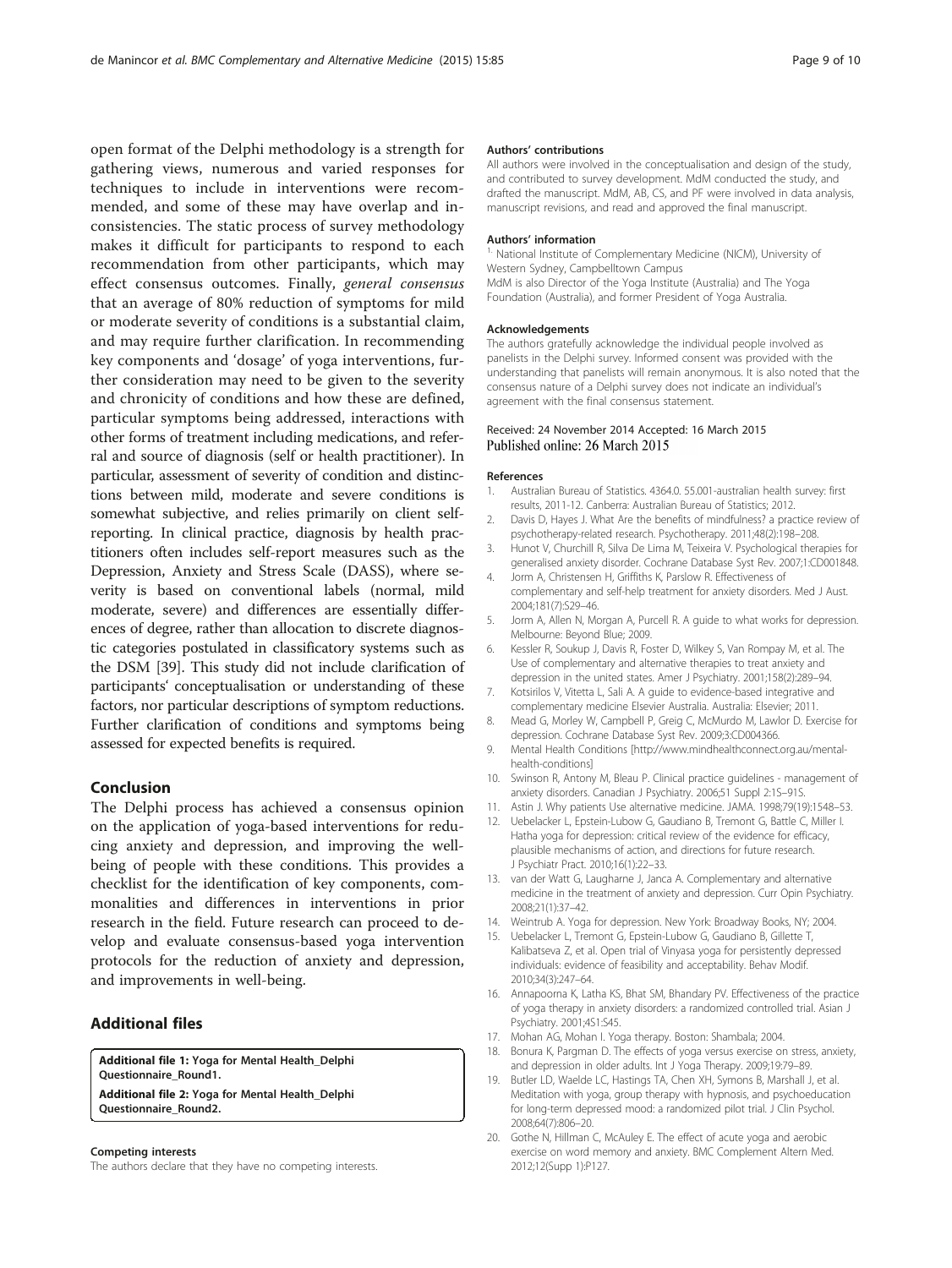open format of the Delphi methodology is a strength for gathering views, numerous and varied responses for techniques to include in interventions were recommended, and some of these may have overlap and inconsistencies. The static process of survey methodology makes it difficult for participants to respond to each recommendation from other participants, which may effect consensus outcomes. Finally, *general consensus* that an average of 80% reduction of symptoms for mild or moderate severity of conditions is a substantial claim, and may require further clarification. In recommending key components and 'dosage' of yoga interventions, further consideration may need to be given to the severity and chronicity of conditions and how these are defined, particular symptoms being addressed, interactions with other forms of treatment including medications, and referral and source of diagnosis (self or health practitioner). In particular, assessment of severity of condition and distinctions between mild, moderate and severe conditions is somewhat subjective, and relies primarily on client self-reporting. In clinical practice, diagnosis by health practitioners often includes self-report measures such as the Depression, Anxiety and Stress Scale (DASS), where severity is based on conventional labels (normal, mild moderate, severe) and differences are essentially differences of degree, rather than allocation to discrete diagnostic categories postulated in classificatory systems such as the DSM [39]. This study did not include clarification of participants' conceptualisation or understanding of these factors, nor particular descriptions of symptom reductions. Further clarification of conditions and symptoms being assessed for expected benefits is required.

## Conclusion

The Delphi process has achieved a consensus opinion on the application of yoga-based interventions for reducing anxiety and depression, and improving the well-being of people with these conditions. This provides a checklist for the identification of key components, commonalities and differences in interventions in prior research in the field. Future research can proceed to develop and evaluate consensus-based yoga intervention protocols for the reduction of anxiety and depression, and improvements in well-being.

## Additional files

**Additional file 1:** Yoga for Mental Health_Delphi Questionnaire_Round1.

**Additional file 2:** Yoga for Mental Health_Delphi Questionnaire_Round2.

#### Competing interests

The authors declare that they have no competing interests.

#### Authors' contributions

All authors were involved in the conceptualisation and design of the study, and contributed to survey development. MdM conducted the study, and drafted the manuscript. MdM, AB, CS, and PF were involved in data analysis, manuscript revisions, and read and approved the final manuscript.

#### Authors' information

[1] National Institute of Complementary Medicine (NICM), University of Western Sydney, Campbelltown Campus

MdM is also Director of the Yoga Institute (Australia) and The Yoga Foundation (Australia), and former President of Yoga Australia.

#### Acknowledgements

The authors gratefully acknowledge the individual people involved as panelists in the Delphi survey. Informed consent was provided with the understanding that panelists will remain anonymous. It is also noted that the consensus nature of a Delphi survey does not indicate an individual's agreement with the final consensus statement.

Received: 24 November 2014 Accepted: 16 March 2015
Published online: 26 March 2015

#### References

1. Australian Bureau of Statistics. 4364.0. 55.001-australian health survey: first results, 2011-12. Canberra: Australian Bureau of Statistics; 2012.
2. Davis D, Hayes J. What Are the benefits of mindfulness? a practice review of psychotherapy-related research. Psychotherapy. 2011;48(2):198–208.
3. Hunot V, Churchill R, Silva De Lima M, Teixeira V. Psychological therapies for generalised anxiety disorder. Cochrane Database Syst Rev. 2007;1:CD001848.
4. Jorm A, Christensen H, Griffiths K, Parslow R. Effectiveness of complementary and self-help treatment for anxiety disorders. Med J Aust. 2004;181(7):S29–46.
5. Jorm A, Allen N, Morgan A, Purcell R. A guide to what works for depression. Melbourne: Beyond Blue; 2009.
6. Kessler R, Soukup J, Davis R, Foster D, Wilkey S, Van Rompay M, et al. The Use of complementary and alternative therapies to treat anxiety and depression in the united states. Amer J Psychiatry. 2001;158(2):289–94.
7. Kotsirilos V, Vitetta L, Sali A. A guide to evidence-based integrative and complementary medicine Elsevier Australia. Australia: Elsevier; 2011.
8. Mead G, Morley W, Campbell P, Greig C, McMurdo M, Lawlor D. Exercise for depression. Cochrane Database Syst Rev. 2009;3:CD004366.
9. Mental Health Conditions [http://www.mindhealthconnect.org.au/mental-health-conditions]
10. Swinson R, Antony M, Bleau P. Clinical practice guidelines - management of anxiety disorders. Canadian J Psychiatry. 2006;51 Suppl 2:1S–91S.
11. Astin J. Why patients Use alternative medicine. JAMA. 1998;79(19):1548–53.
12. Uebelacker L, Epstein-Lubow G, Gaudiano B, Tremont G, Battle C, Miller I. Hatha yoga for depression: critical review of the evidence for efficacy, plausible mechanisms of action, and directions for future research. J Psychiatr Pract. 2010;16(1):22–33.
13. van der Watt G, Laugharne J, Janca A. Complementary and alternative medicine in the treatment of anxiety and depression. Curr Opin Psychiatry. 2008;21(1):37–42.
14. Weintrub A. Yoga for depression. New York: Broadway Books, NY; 2004.
15. Uebelacker L, Tremont G, Epstein-Lubow G, Gaudiano B, Gillette T, Kalibatseva Z, et al. Open trial of Vinyasa yoga for persistently depressed individuals: evidence of feasibility and acceptability. Behav Modif. 2010;34(3):247–64.
16. Annapoorna K, Latha KS, Bhat SM, Bhandary PV. Effectiveness of the practice of yoga therapy in anxiety disorders: a randomized controlled trial. Asian J Psychiatry. 2001;4S1:S45.
17. Mohan AG, Mohan I. Yoga therapy. Boston: Shambala; 2004.
18. Bonura K, Pargman D. The effects of yoga versus exercise on stress, anxiety, and depression in older adults. Int J Yoga Therapy. 2009;19:79–89.
19. Butler LD, Waelde LC, Hastings TA, Chen XH, Symons B, Marshall J, et al. Meditation with yoga, group therapy with hypnosis, and psychoeducation for long-term depressed mood: a randomized pilot trial. J Clin Psychol. 2008;64(7):806–20.
20. Gothe N, Hillman C, McAuley E. The effect of acute yoga and aerobic exercise on word memory and anxiety. BMC Complement Altern Med. 2012;12(Supp 1):P127.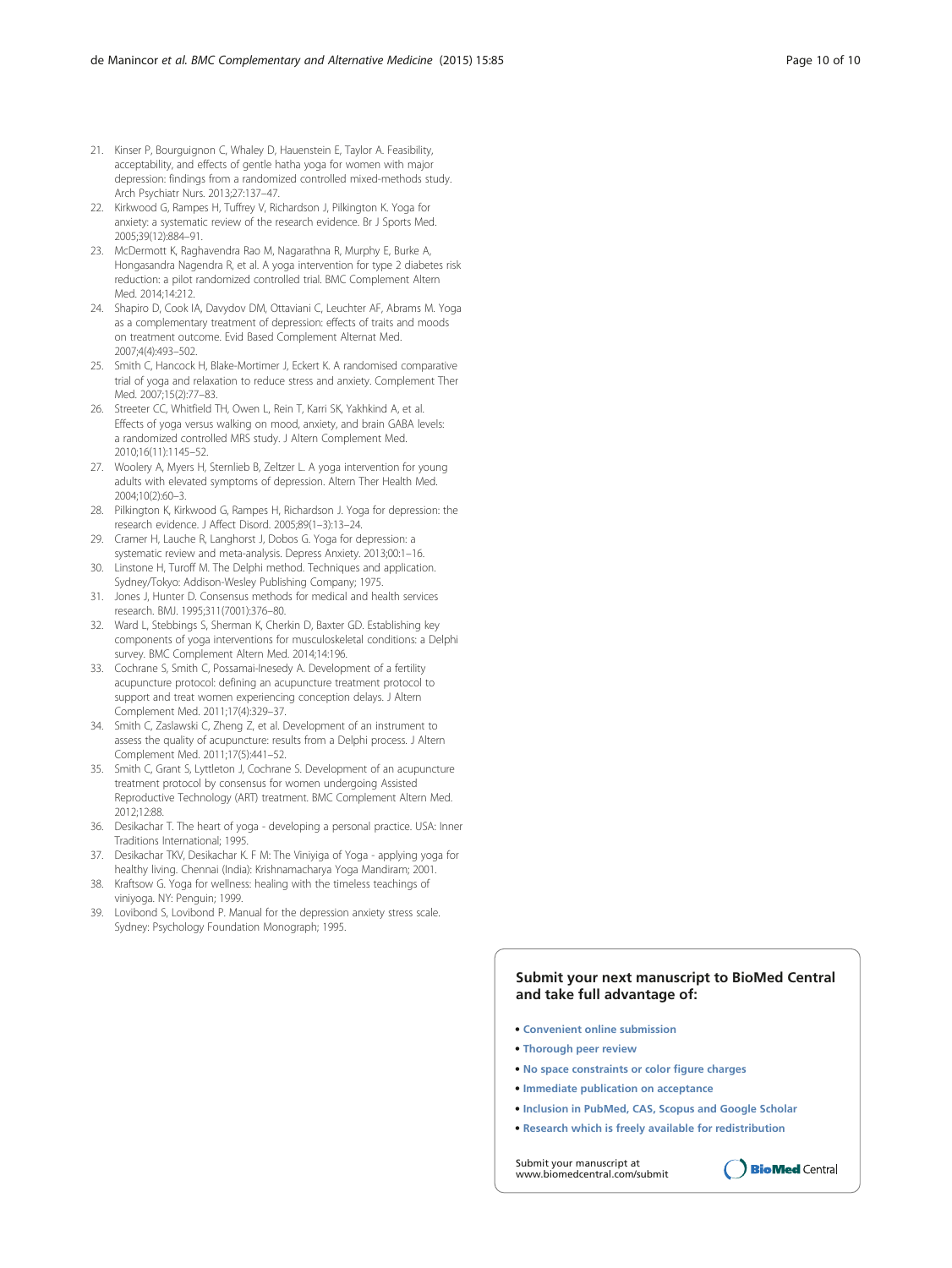21. Kinser P, Bourguignon C, Whaley D, Hauenstein E, Taylor A. Feasibility, acceptability, and effects of gentle hatha yoga for women with major depression: findings from a randomized controlled mixed-methods study. Arch Psychiatr Nurs. 2013;27:137–47.
22. Kirkwood G, Rampes H, Tuffrey V, Richardson J, Pilkington K. Yoga for anxiety: a systematic review of the research evidence. Br J Sports Med. 2005;39(12):884–91.
23. McDermott K, Raghavendra Rao M, Nagarathna R, Murphy E, Burke A, Hongasandra Nagendra R, et al. A yoga intervention for type 2 diabetes risk reduction: a pilot randomized controlled trial. BMC Complement Altern Med. 2014;14:212.
24. Shapiro D, Cook IA, Davydov DM, Ottaviani C, Leuchter AF, Abrams M. Yoga as a complementary treatment of depression: effects of traits and moods on treatment outcome. Evid Based Complement Alternat Med. 2007;4(4):493–502.
25. Smith C, Hancock H, Blake-Mortimer J, Eckert K. A randomised comparative trial of yoga and relaxation to reduce stress and anxiety. Complement Ther Med. 2007;15(2):77–83.
26. Streeter CC, Whitfield TH, Owen L, Rein T, Karri SK, Yakhkind A, et al. Effects of yoga versus walking on mood, anxiety, and brain GABA levels: a randomized controlled MRS study. J Altern Complement Med. 2010;16(11):1145–52.
27. Woolery A, Myers H, Sternlieb B, Zeltzer L. A yoga intervention for young adults with elevated symptoms of depression. Altern Ther Health Med. 2004;10(2):60–3.
28. Pilkington K, Kirkwood G, Rampes H, Richardson J. Yoga for depression: the research evidence. J Affect Disord. 2005;89(1–3):13–24.
29. Cramer H, Lauche R, Langhorst J, Dobos G. Yoga for depression: a systematic review and meta-analysis. Depress Anxiety. 2013;00:1–16.
30. Linstone H, Turoff M. The Delphi method. Techniques and application. Sydney/Tokyo: Addison-Wesley Publishing Company; 1975.
31. Jones J, Hunter D. Consensus methods for medical and health services research. BMJ. 1995;311(7001):376–80.
32. Ward L, Stebbings S, Sherman K, Cherkin D, Baxter GD. Establishing key components of yoga interventions for musculoskeletal conditions: a Delphi survey. BMC Complement Altern Med. 2014;14:196.
33. Cochrane S, Smith C, Possamai-Inesedy A. Development of a fertility acupuncture protocol: defining an acupuncture treatment protocol to support and treat women experiencing conception delays. J Altern Complement Med. 2011;17(4):329–37.
34. Smith C, Zaslawski C, Zheng Z, et al. Development of an instrument to assess the quality of acupuncture: results from a Delphi process. J Altern Complement Med. 2011;17(5):441–52.
35. Smith C, Grant S, Lyttleton J, Cochrane S. Development of an acupuncture treatment protocol by consensus for women undergoing Assisted Reproductive Technology (ART) treatment. BMC Complement Altern Med. 2012;12:88.
36. Desikachar T. The heart of yoga - developing a personal practice. USA: Inner Traditions International; 1995.
37. Desikachar TKV, Desikachar K. F M: The Viniyiga of Yoga - applying yoga for healthy living. Chennai (India): Krishnamacharya Yoga Mandiram; 2001.
38. Kraftsow G. Yoga for wellness: healing with the timeless teachings of viniyoga. NY: Penguin; 1999.
39. Lovibond S, Lovibond P. Manual for the depression anxiety stress scale. Sydney: Psychology Foundation Monograph; 1995.

**Submit your next manuscript to BioMed Central and take full advantage of:**

- **Convenient online submission**
- **Thorough peer review**
- **No space constraints or color figure charges**
- **Immediate publication on acceptance**
- **Inclusion in PubMed, CAS, Scopus and Google Scholar**
- **Research which is freely available for redistribution**

Submit your manuscript at
www.biomedcentral.com/submit

BioMed Central